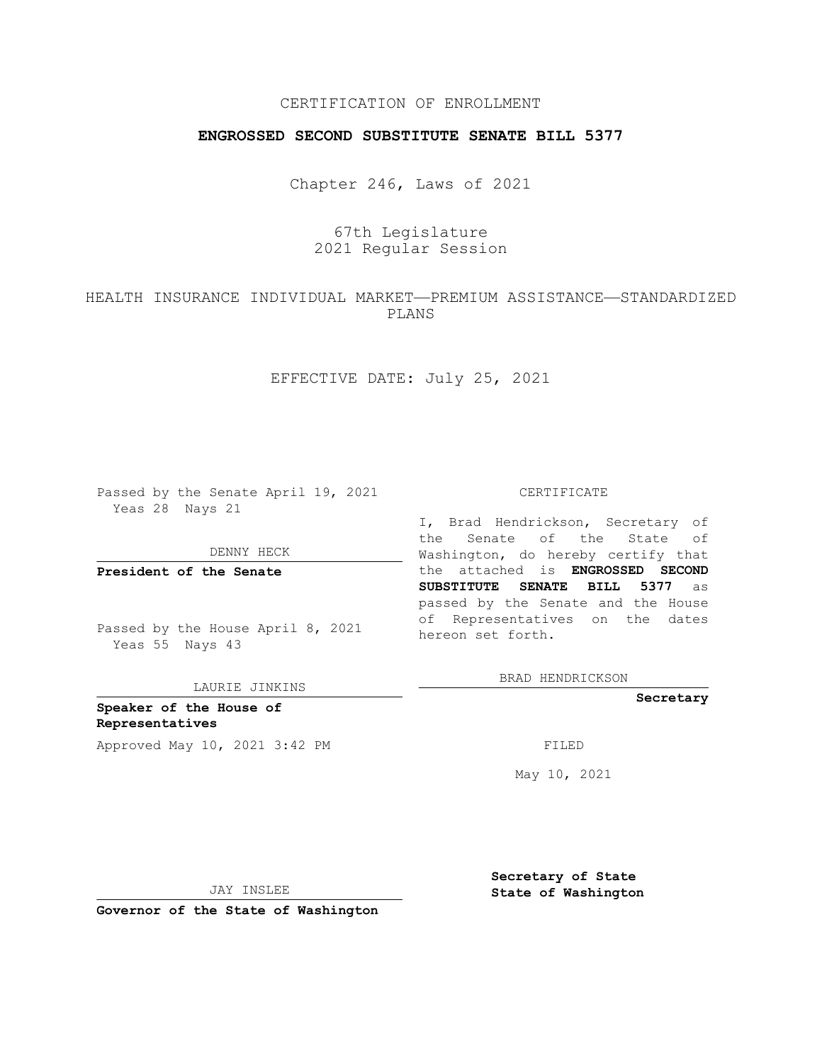CERTIFICATION OF ENROLLMENT

**ENGROSSED SECOND SUBSTITUTE SENATE BILL 5377**

Chapter 246, Laws of 2021

67th Legislature
2021 Regular Session

HEALTH INSURANCE INDIVIDUAL MARKET——PREMIUM ASSISTANCE——STANDARDIZED PLANS

EFFECTIVE DATE: July 25, 2021

Passed by the Senate April 19, 2021
Yeas 28 Nays 21

DENNY HECK

**President of the Senate**

Passed by the House April 8, 2021
Yeas 55 Nays 43

LAURIE JINKINS

**Speaker of the House of Representatives**

Approved May 10, 2021 3:42 PM

JAY INSLEE

**Governor of the State of Washington**

CERTIFICATE

I, Brad Hendrickson, Secretary of the Senate of the State of Washington, do hereby certify that the attached is **ENGROSSED SECOND SUBSTITUTE SENATE BILL 5377** as passed by the Senate and the House of Representatives on the dates hereon set forth.

BRAD HENDRICKSON

**Secretary**

FILED

May 10, 2021

**Secretary of State**
**State of Washington**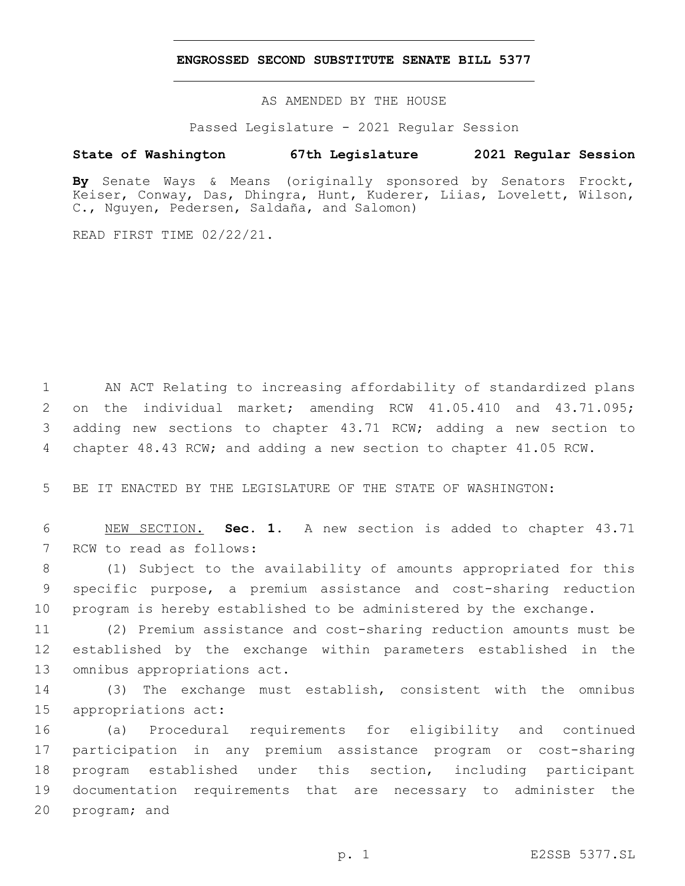# ENGROSSED SECOND SUBSTITUTE SENATE BILL 5377

AS AMENDED BY THE HOUSE

Passed Legislature - 2021 Regular Session

**State of Washington 67th Legislature 2021 Regular Session**

**By** Senate Ways & Means (originally sponsored by Senators Frockt, Keiser, Conway, Das, Dhingra, Hunt, Kuderer, Liias, Lovelett, Wilson, C., Nguyen, Pedersen, Saldaña, and Salomon)

READ FIRST TIME 02/22/21.

AN ACT Relating to increasing affordability of standardized plans on the individual market; amending RCW 41.05.410 and 43.71.095; adding new sections to chapter 43.71 RCW; adding a new section to chapter 48.43 RCW; and adding a new section to chapter 41.05 RCW.

BE IT ENACTED BY THE LEGISLATURE OF THE STATE OF WASHINGTON:

NEW SECTION. **Sec. 1.** A new section is added to chapter 43.71 RCW to read as follows:

(1) Subject to the availability of amounts appropriated for this specific purpose, a premium assistance and cost-sharing reduction program is hereby established to be administered by the exchange.

(2) Premium assistance and cost-sharing reduction amounts must be established by the exchange within parameters established in the omnibus appropriations act.

(3) The exchange must establish, consistent with the omnibus appropriations act:

(a) Procedural requirements for eligibility and continued participation in any premium assistance program or cost-sharing program established under this section, including participant documentation requirements that are necessary to administer the program; and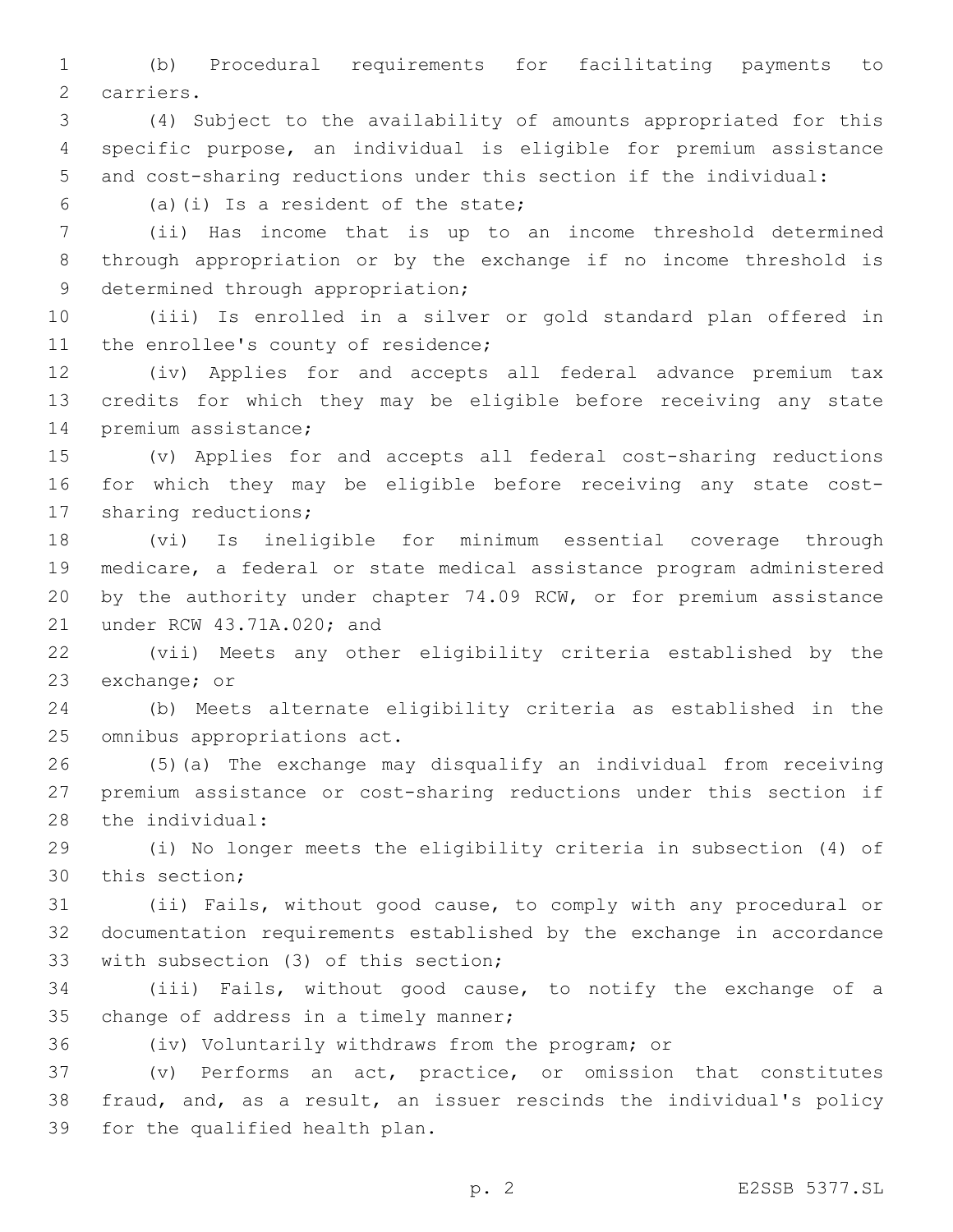(b) Procedural requirements for facilitating payments to carriers.

(4) Subject to the availability of amounts appropriated for this specific purpose, an individual is eligible for premium assistance and cost-sharing reductions under this section if the individual:

(a)(i) Is a resident of the state;

(ii) Has income that is up to an income threshold determined through appropriation or by the exchange if no income threshold is determined through appropriation;

(iii) Is enrolled in a silver or gold standard plan offered in the enrollee's county of residence;

(iv) Applies for and accepts all federal advance premium tax credits for which they may be eligible before receiving any state premium assistance;

(v) Applies for and accepts all federal cost-sharing reductions for which they may be eligible before receiving any state cost-sharing reductions;

(vi) Is ineligible for minimum essential coverage through medicare, a federal or state medical assistance program administered by the authority under chapter 74.09 RCW, or for premium assistance under RCW 43.71A.020; and

(vii) Meets any other eligibility criteria established by the exchange; or

(b) Meets alternate eligibility criteria as established in the omnibus appropriations act.

(5)(a) The exchange may disqualify an individual from receiving premium assistance or cost-sharing reductions under this section if the individual:

(i) No longer meets the eligibility criteria in subsection (4) of this section;

(ii) Fails, without good cause, to comply with any procedural or documentation requirements established by the exchange in accordance with subsection (3) of this section;

(iii) Fails, without good cause, to notify the exchange of a change of address in a timely manner;

(iv) Voluntarily withdraws from the program; or

(v) Performs an act, practice, or omission that constitutes fraud, and, as a result, an issuer rescinds the individual's policy for the qualified health plan.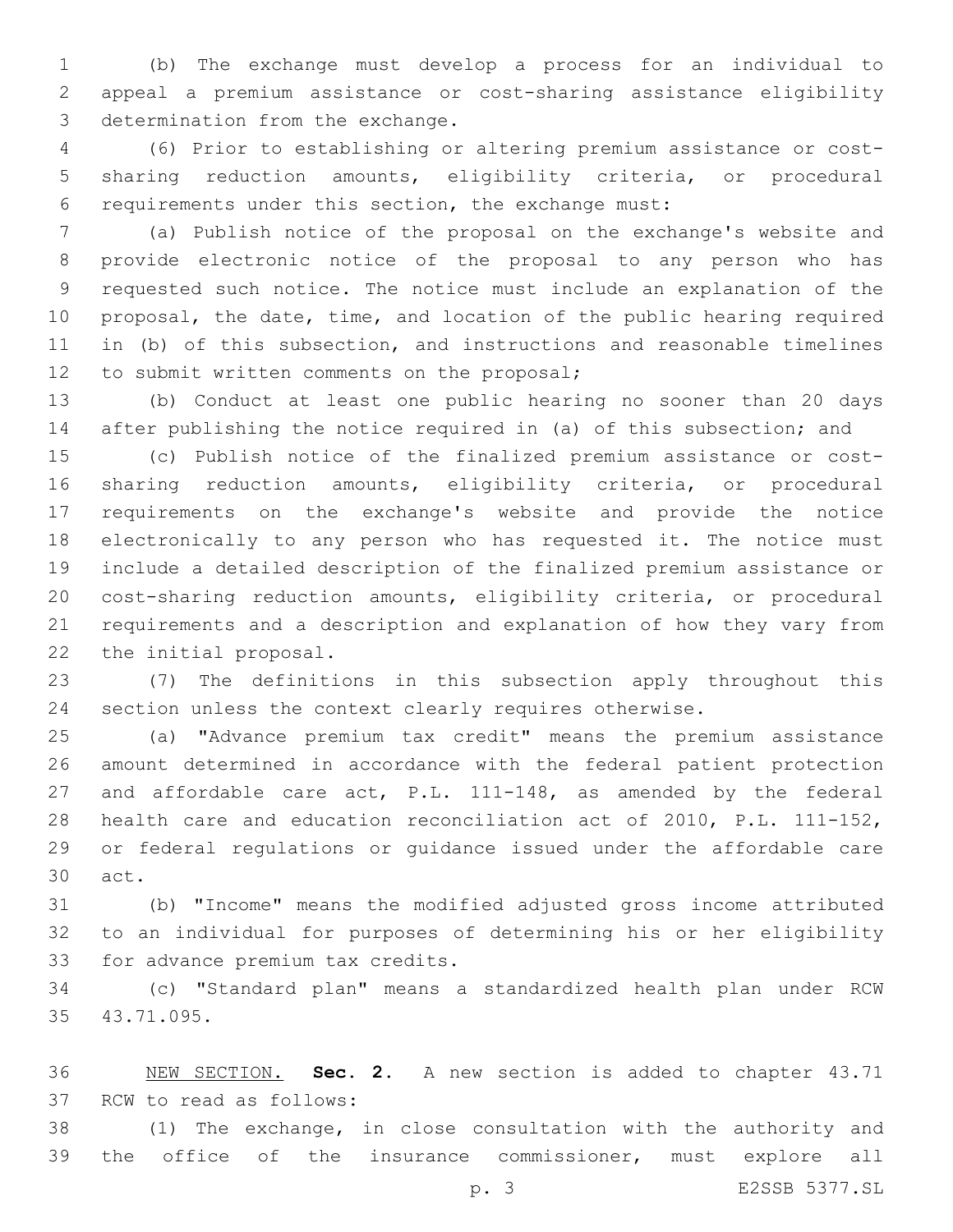(b) The exchange must develop a process for an individual to appeal a premium assistance or cost-sharing assistance eligibility determination from the exchange.

(6) Prior to establishing or altering premium assistance or cost-sharing reduction amounts, eligibility criteria, or procedural requirements under this section, the exchange must:

(a) Publish notice of the proposal on the exchange's website and provide electronic notice of the proposal to any person who has requested such notice. The notice must include an explanation of the proposal, the date, time, and location of the public hearing required in (b) of this subsection, and instructions and reasonable timelines to submit written comments on the proposal;

(b) Conduct at least one public hearing no sooner than 20 days after publishing the notice required in (a) of this subsection; and

(c) Publish notice of the finalized premium assistance or cost-sharing reduction amounts, eligibility criteria, or procedural requirements on the exchange's website and provide the notice electronically to any person who has requested it. The notice must include a detailed description of the finalized premium assistance or cost-sharing reduction amounts, eligibility criteria, or procedural requirements and a description and explanation of how they vary from the initial proposal.

(7) The definitions in this subsection apply throughout this section unless the context clearly requires otherwise.

(a) "Advance premium tax credit" means the premium assistance amount determined in accordance with the federal patient protection and affordable care act, P.L. 111-148, as amended by the federal health care and education reconciliation act of 2010, P.L. 111-152, or federal regulations or guidance issued under the affordable care act.

(b) "Income" means the modified adjusted gross income attributed to an individual for purposes of determining his or her eligibility for advance premium tax credits.

(c) "Standard plan" means a standardized health plan under RCW 43.71.095.

NEW SECTION. **Sec. 2.** A new section is added to chapter 43.71 RCW to read as follows:

(1) The exchange, in close consultation with the authority and the office of the insurance commissioner, must explore all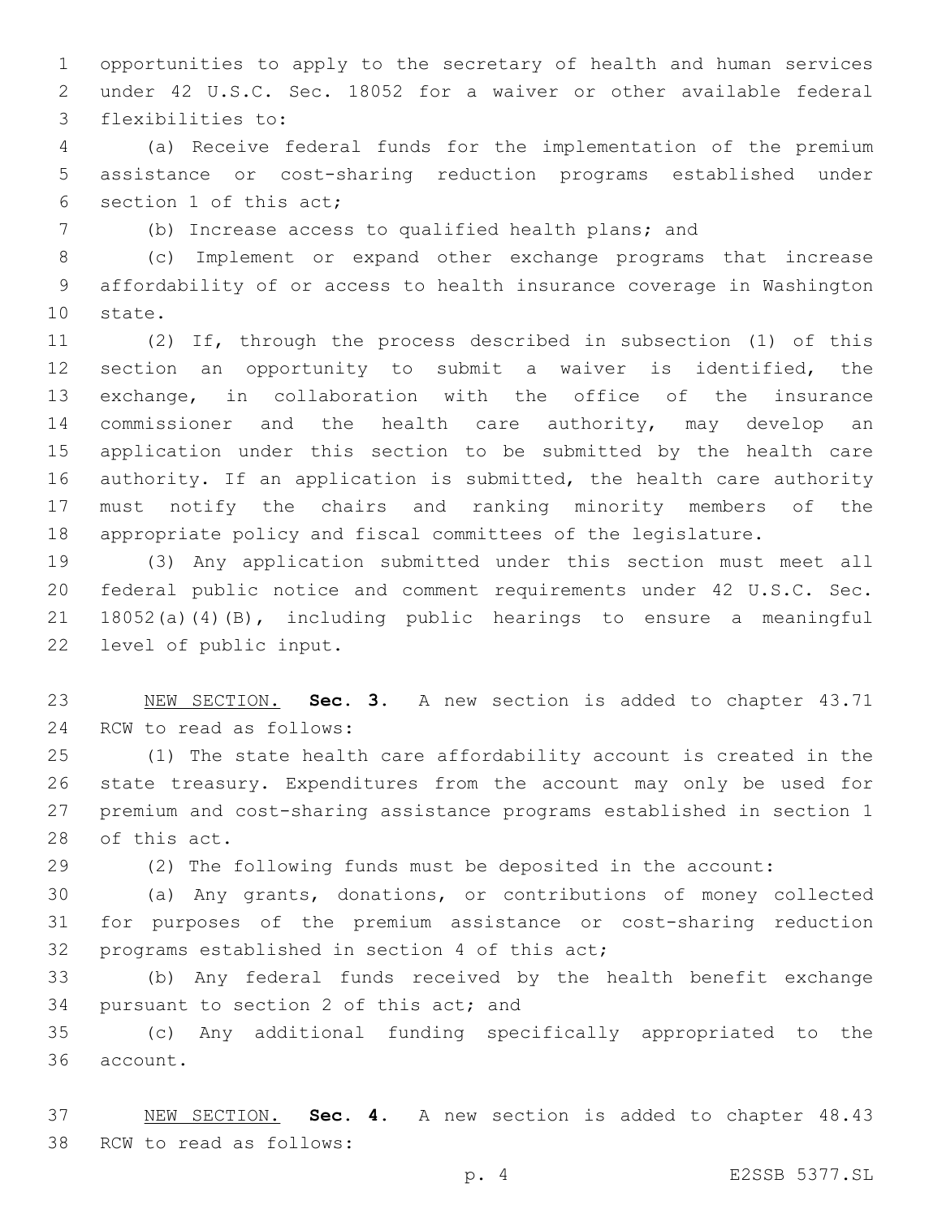opportunities to apply to the secretary of health and human services under 42 U.S.C. Sec. 18052 for a waiver or other available federal flexibilities to:

(a) Receive federal funds for the implementation of the premium assistance or cost-sharing reduction programs established under section 1 of this act;

(b) Increase access to qualified health plans; and

(c) Implement or expand other exchange programs that increase affordability of or access to health insurance coverage in Washington state.

(2) If, through the process described in subsection (1) of this section an opportunity to submit a waiver is identified, the exchange, in collaboration with the office of the insurance commissioner and the health care authority, may develop an application under this section to be submitted by the health care authority. If an application is submitted, the health care authority must notify the chairs and ranking minority members of the appropriate policy and fiscal committees of the legislature.

(3) Any application submitted under this section must meet all federal public notice and comment requirements under 42 U.S.C. Sec. 18052(a)(4)(B), including public hearings to ensure a meaningful level of public input.

NEW SECTION. **Sec. 3.** A new section is added to chapter 43.71 RCW to read as follows:

(1) The state health care affordability account is created in the state treasury. Expenditures from the account may only be used for premium and cost-sharing assistance programs established in section 1 of this act.

(2) The following funds must be deposited in the account:

(a) Any grants, donations, or contributions of money collected for purposes of the premium assistance or cost-sharing reduction programs established in section 4 of this act;

(b) Any federal funds received by the health benefit exchange pursuant to section 2 of this act; and

(c) Any additional funding specifically appropriated to the account.

NEW SECTION. **Sec. 4.** A new section is added to chapter 48.43 RCW to read as follows: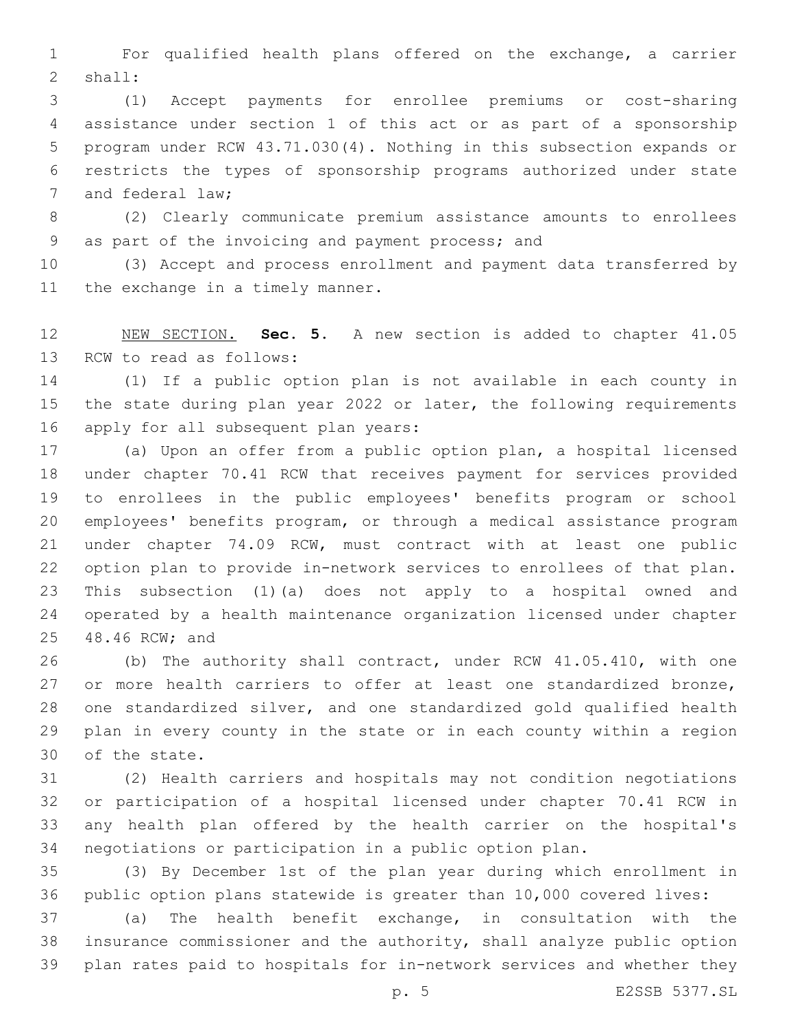For qualified health plans offered on the exchange, a carrier shall:

(1) Accept payments for enrollee premiums or cost-sharing assistance under section 1 of this act or as part of a sponsorship program under RCW 43.71.030(4). Nothing in this subsection expands or restricts the types of sponsorship programs authorized under state and federal law;

(2) Clearly communicate premium assistance amounts to enrollees as part of the invoicing and payment process; and

(3) Accept and process enrollment and payment data transferred by the exchange in a timely manner.

NEW SECTION. **Sec. 5.** A new section is added to chapter 41.05 RCW to read as follows:

(1) If a public option plan is not available in each county in the state during plan year 2022 or later, the following requirements apply for all subsequent plan years:

(a) Upon an offer from a public option plan, a hospital licensed under chapter 70.41 RCW that receives payment for services provided to enrollees in the public employees' benefits program or school employees' benefits program, or through a medical assistance program under chapter 74.09 RCW, must contract with at least one public option plan to provide in-network services to enrollees of that plan. This subsection (1)(a) does not apply to a hospital owned and operated by a health maintenance organization licensed under chapter 48.46 RCW; and

(b) The authority shall contract, under RCW 41.05.410, with one or more health carriers to offer at least one standardized bronze, one standardized silver, and one standardized gold qualified health plan in every county in the state or in each county within a region of the state.

(2) Health carriers and hospitals may not condition negotiations or participation of a hospital licensed under chapter 70.41 RCW in any health plan offered by the health carrier on the hospital's negotiations or participation in a public option plan.

(3) By December 1st of the plan year during which enrollment in public option plans statewide is greater than 10,000 covered lives:

(a) The health benefit exchange, in consultation with the insurance commissioner and the authority, shall analyze public option plan rates paid to hospitals for in-network services and whether they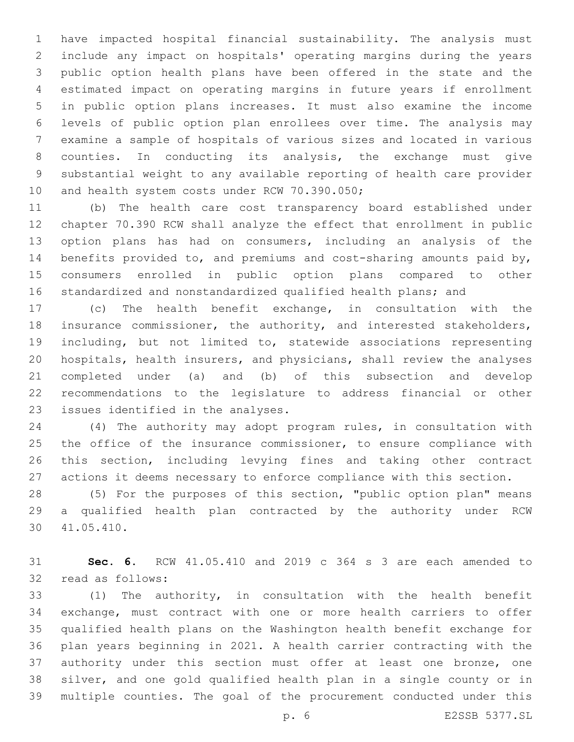have impacted hospital financial sustainability. The analysis must include any impact on hospitals' operating margins during the years public option health plans have been offered in the state and the estimated impact on operating margins in future years if enrollment in public option plans increases. It must also examine the income levels of public option plan enrollees over time. The analysis may examine a sample of hospitals of various sizes and located in various counties. In conducting its analysis, the exchange must give substantial weight to any available reporting of health care provider and health system costs under RCW 70.390.050;

(b) The health care cost transparency board established under chapter 70.390 RCW shall analyze the effect that enrollment in public option plans has had on consumers, including an analysis of the benefits provided to, and premiums and cost-sharing amounts paid by, consumers enrolled in public option plans compared to other standardized and nonstandardized qualified health plans; and

(c) The health benefit exchange, in consultation with the insurance commissioner, the authority, and interested stakeholders, including, but not limited to, statewide associations representing hospitals, health insurers, and physicians, shall review the analyses completed under (a) and (b) of this subsection and develop recommendations to the legislature to address financial or other issues identified in the analyses.

(4) The authority may adopt program rules, in consultation with the office of the insurance commissioner, to ensure compliance with this section, including levying fines and taking other contract actions it deems necessary to enforce compliance with this section.

(5) For the purposes of this section, "public option plan" means a qualified health plan contracted by the authority under RCW 41.05.410.

**Sec. 6.** RCW 41.05.410 and 2019 c 364 s 3 are each amended to read as follows:

(1) The authority, in consultation with the health benefit exchange, must contract with one or more health carriers to offer qualified health plans on the Washington health benefit exchange for plan years beginning in 2021. A health carrier contracting with the authority under this section must offer at least one bronze, one silver, and one gold qualified health plan in a single county or in multiple counties. The goal of the procurement conducted under this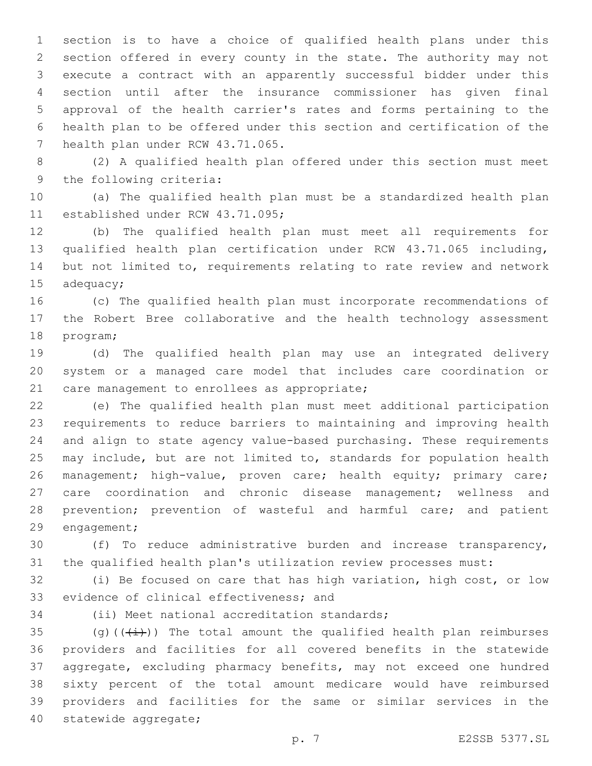section is to have a choice of qualified health plans under this section offered in every county in the state. The authority may not execute a contract with an apparently successful bidder under this section until after the insurance commissioner has given final approval of the health carrier's rates and forms pertaining to the health plan to be offered under this section and certification of the health plan under RCW 43.71.065.

(2) A qualified health plan offered under this section must meet the following criteria:

(a) The qualified health plan must be a standardized health plan established under RCW 43.71.095;

(b) The qualified health plan must meet all requirements for qualified health plan certification under RCW 43.71.065 including, but not limited to, requirements relating to rate review and network adequacy;

(c) The qualified health plan must incorporate recommendations of the Robert Bree collaborative and the health technology assessment program;

(d) The qualified health plan may use an integrated delivery system or a managed care model that includes care coordination or care management to enrollees as appropriate;

(e) The qualified health plan must meet additional participation requirements to reduce barriers to maintaining and improving health and align to state agency value-based purchasing. These requirements may include, but are not limited to, standards for population health management; high-value, proven care; health equity; primary care; care coordination and chronic disease management; wellness and prevention; prevention of wasteful and harmful care; and patient engagement;

(f) To reduce administrative burden and increase transparency, the qualified health plan's utilization review processes must:

(i) Be focused on care that has high variation, high cost, or low evidence of clinical effectiveness; and

(ii) Meet national accreditation standards;

(g) ((~~(i)~~)) The total amount the qualified health plan reimburses providers and facilities for all covered benefits in the statewide aggregate, excluding pharmacy benefits, may not exceed one hundred sixty percent of the total amount medicare would have reimbursed providers and facilities for the same or similar services in the statewide aggregate;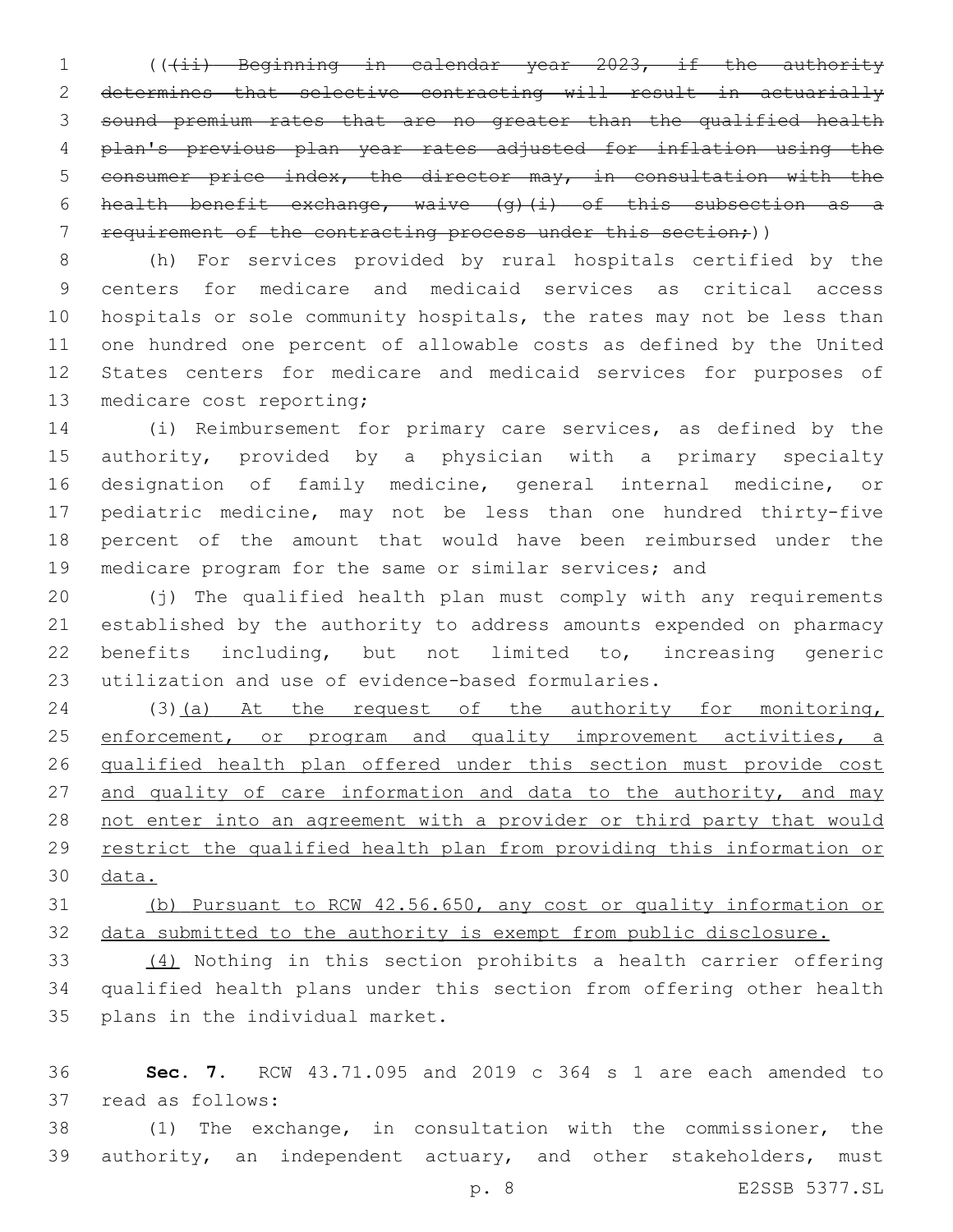((~~(ii) Beginning in calendar year 2023, if the authority determines that selective contracting will result in actuarially sound premium rates that are no greater than the qualified health plan's previous plan year rates adjusted for inflation using the consumer price index, the director may, in consultation with the health benefit exchange, waive (g)(i) of this subsection as a requirement of the contracting process under this section;~~))

(h) For services provided by rural hospitals certified by the centers for medicare and medicaid services as critical access hospitals or sole community hospitals, the rates may not be less than one hundred one percent of allowable costs as defined by the United States centers for medicare and medicaid services for purposes of medicare cost reporting;

(i) Reimbursement for primary care services, as defined by the authority, provided by a physician with a primary specialty designation of family medicine, general internal medicine, or pediatric medicine, may not be less than one hundred thirty-five percent of the amount that would have been reimbursed under the medicare program for the same or similar services; and

(j) The qualified health plan must comply with any requirements established by the authority to address amounts expended on pharmacy benefits including, but not limited to, increasing generic utilization and use of evidence-based formularies.

(3)<u>(a) At the request of the authority for monitoring, enforcement, or program and quality improvement activities, a qualified health plan offered under this section must provide cost and quality of care information and data to the authority, and may not enter into an agreement with a provider or third party that would restrict the qualified health plan from providing this information or data.</u>

<u>(b) Pursuant to RCW 42.56.650, any cost or quality information or data submitted to the authority is exempt from public disclosure.</u>

<u>(4)</u> Nothing in this section prohibits a health carrier offering qualified health plans under this section from offering other health plans in the individual market.

**Sec. 7.** RCW 43.71.095 and 2019 c 364 s 1 are each amended to read as follows:

(1) The exchange, in consultation with the commissioner, the authority, an independent actuary, and other stakeholders, must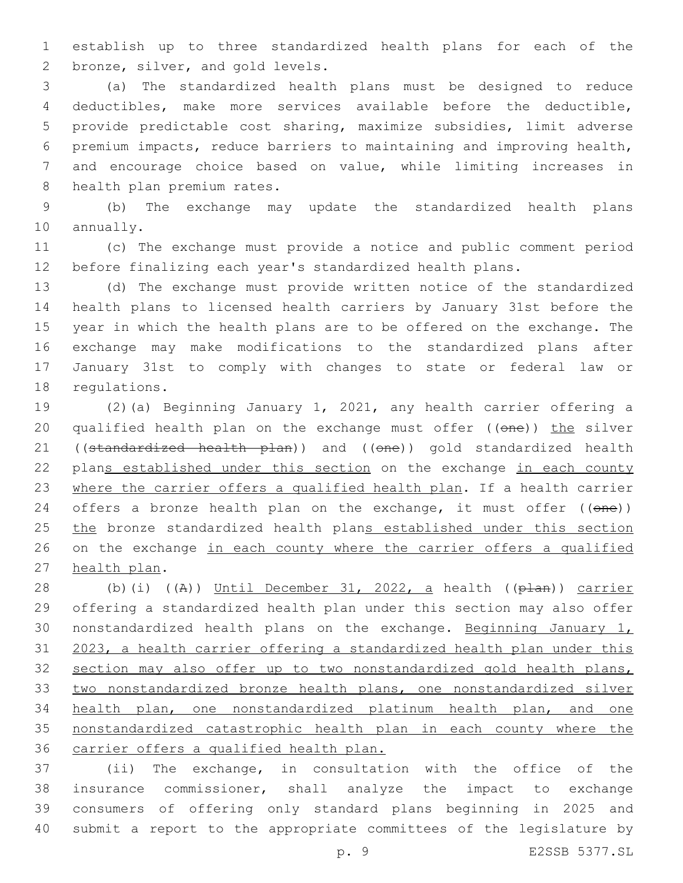establish up to three standardized health plans for each of the bronze, silver, and gold levels.

(a) The standardized health plans must be designed to reduce deductibles, make more services available before the deductible, provide predictable cost sharing, maximize subsidies, limit adverse premium impacts, reduce barriers to maintaining and improving health, and encourage choice based on value, while limiting increases in health plan premium rates.

(b) The exchange may update the standardized health plans annually.

(c) The exchange must provide a notice and public comment period before finalizing each year's standardized health plans.

(d) The exchange must provide written notice of the standardized health plans to licensed health carriers by January 31st before the year in which the health plans are to be offered on the exchange. The exchange may make modifications to the standardized plans after January 31st to comply with changes to state or federal law or regulations.

(2)(a) Beginning January 1, 2021, any health carrier offering a qualified health plan on the exchange must offer ((~~one~~)) <u>the</u> silver ((~~standardized health plan~~)) and ((~~one~~)) gold standardized health plan<u>s established under this section</u> on the exchange <u>in each county where the carrier offers a qualified health plan</u>. If a health carrier offers a bronze health plan on the exchange, it must offer ((~~one~~)) <u>the</u> bronze standardized health plan<u>s established under this section</u> on the exchange <u>in each county where the carrier offers a qualified health plan</u>.

(b)(i) ((~~A~~)) <u>Until December 31, 2022, a</u> health ((~~plan~~)) <u>carrier</u> offering a standardized health plan under this section may also offer nonstandardized health plans on the exchange. <u>Beginning January 1, 2023, a health carrier offering a standardized health plan under this section may also offer up to two nonstandardized gold health plans, two nonstandardized bronze health plans, one nonstandardized silver health plan, one nonstandardized platinum health plan, and one nonstandardized catastrophic health plan in each county where the carrier offers a qualified health plan.</u>

(ii) The exchange, in consultation with the office of the insurance commissioner, shall analyze the impact to exchange consumers of offering only standard plans beginning in 2025 and submit a report to the appropriate committees of the legislature by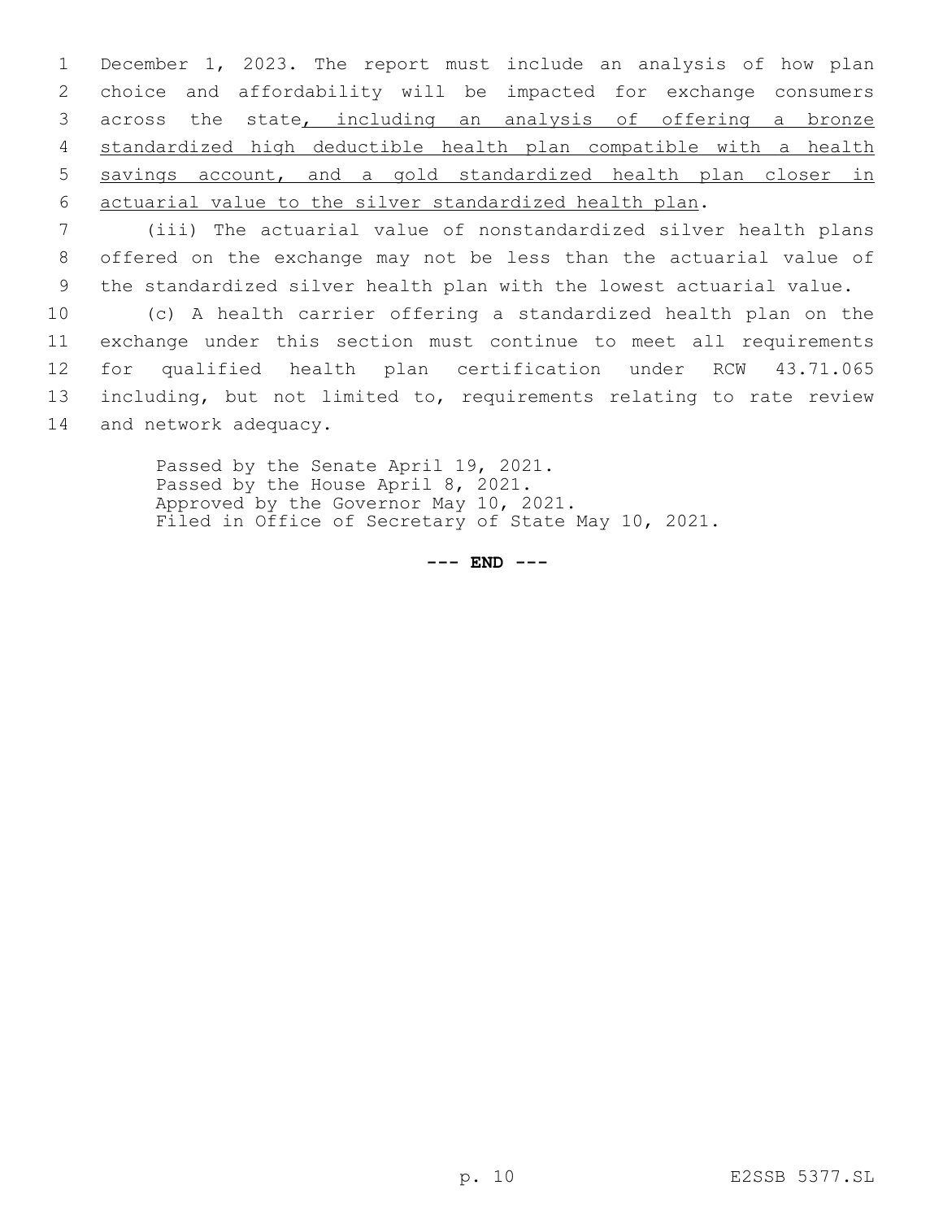December 1, 2023. The report must include an analysis of how plan choice and affordability will be impacted for exchange consumers across the state<u>, including an analysis of offering a bronze standardized high deductible health plan compatible with a health savings account, and a gold standardized health plan closer in actuarial value to the silver standardized health plan</u>.

(iii) The actuarial value of nonstandardized silver health plans offered on the exchange may not be less than the actuarial value of the standardized silver health plan with the lowest actuarial value.

(c) A health carrier offering a standardized health plan on the exchange under this section must continue to meet all requirements for qualified health plan certification under RCW 43.71.065 including, but not limited to, requirements relating to rate review and network adequacy.

Passed by the Senate April 19, 2021.
Passed by the House April 8, 2021.
Approved by the Governor May 10, 2021.
Filed in Office of Secretary of State May 10, 2021.

**--- END ---**